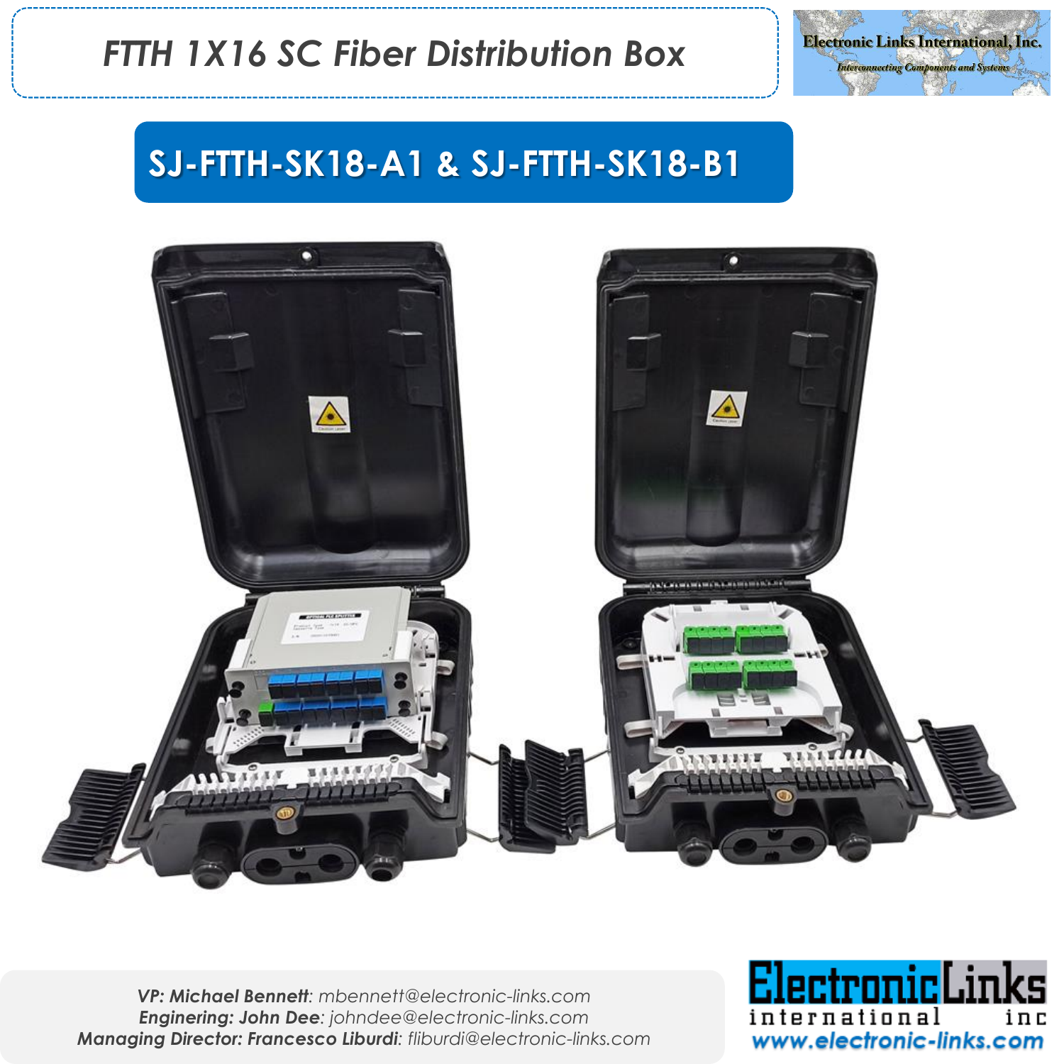# FTTH 1X16 SC Fiber Distribution Box

Electronic Links International, Inc.
*Interconnecting Components and Systems*

## SJ-FTTH-SK18-A1 & SJ-FTTH-SK18-B1

***VP: Michael Bennett**: mbennett@electronic-links.com*
***Engintering: John Dee**: johndee@electronic-links.com*
***Managing Director: Francesco Liburdi**: fliburdi@electronic-links.com*

ElectronicLinks international inc
www.electronic-links.com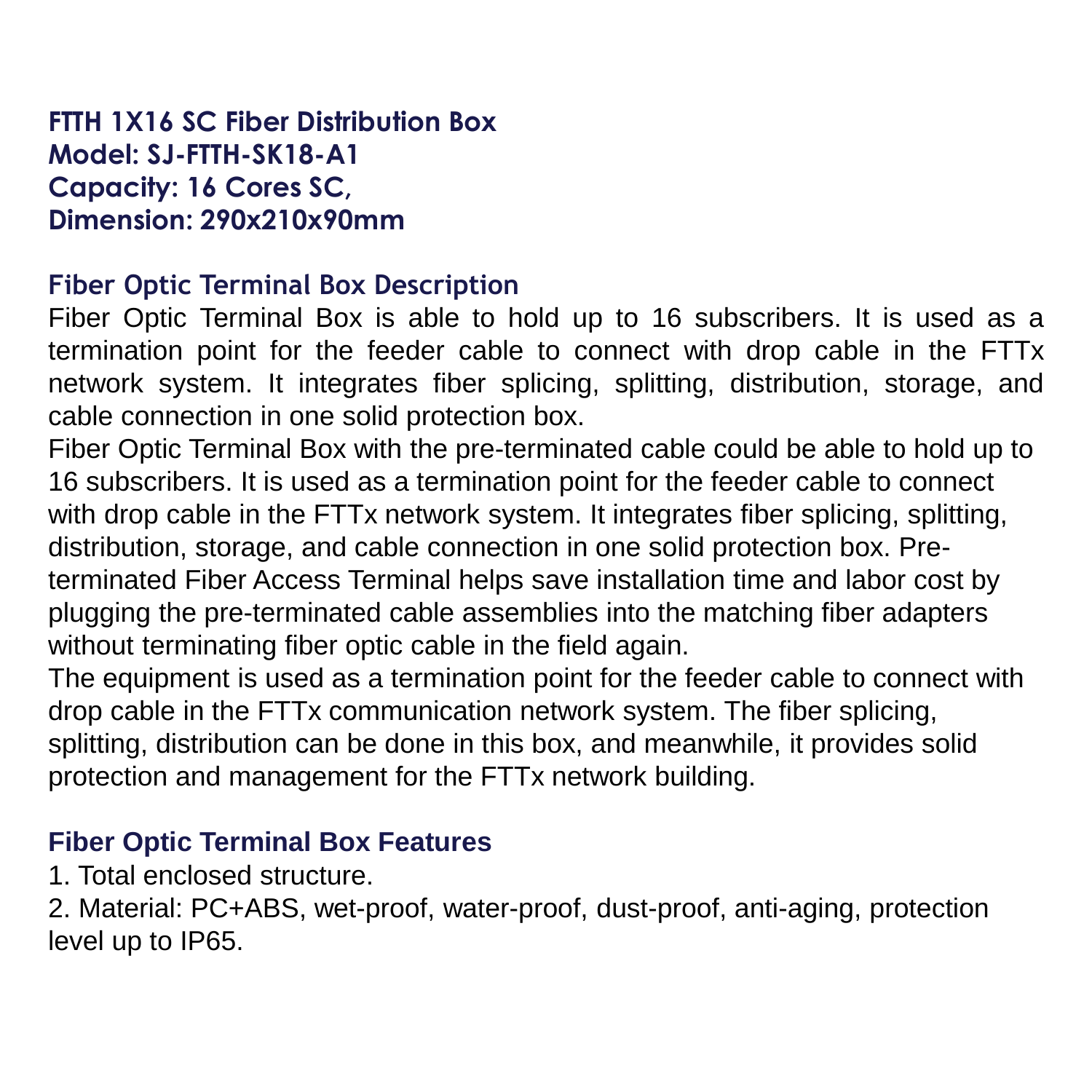**FTTH 1X16 SC Fiber Distribution Box**
**Model: SJ-FTTH-SK18-A1**
**Capacity: 16 Cores SC,**
**Dimension: 290x210x90mm**

## Fiber Optic Terminal Box Description

Fiber Optic Terminal Box is able to hold up to 16 subscribers. It is used as a termination point for the feeder cable to connect with drop cable in the FTTx network system. It integrates fiber splicing, splitting, distribution, storage, and cable connection in one solid protection box.
Fiber Optic Terminal Box with the pre-terminated cable could be able to hold up to 16 subscribers. It is used as a termination point for the feeder cable to connect with drop cable in the FTTx network system. It integrates fiber splicing, splitting, distribution, storage, and cable connection in one solid protection box. Pre-terminated Fiber Access Terminal helps save installation time and labor cost by plugging the pre-terminated cable assemblies into the matching fiber adapters without terminating fiber optic cable in the field again.
The equipment is used as a termination point for the feeder cable to connect with drop cable in the FTTx communication network system. The fiber splicing, splitting, distribution can be done in this box, and meanwhile, it provides solid protection and management for the FTTx network building.

## Fiber Optic Terminal Box Features

1. Total enclosed structure.
2. Material: PC+ABS, wet-proof, water-proof, dust-proof, anti-aging, protection level up to IP65.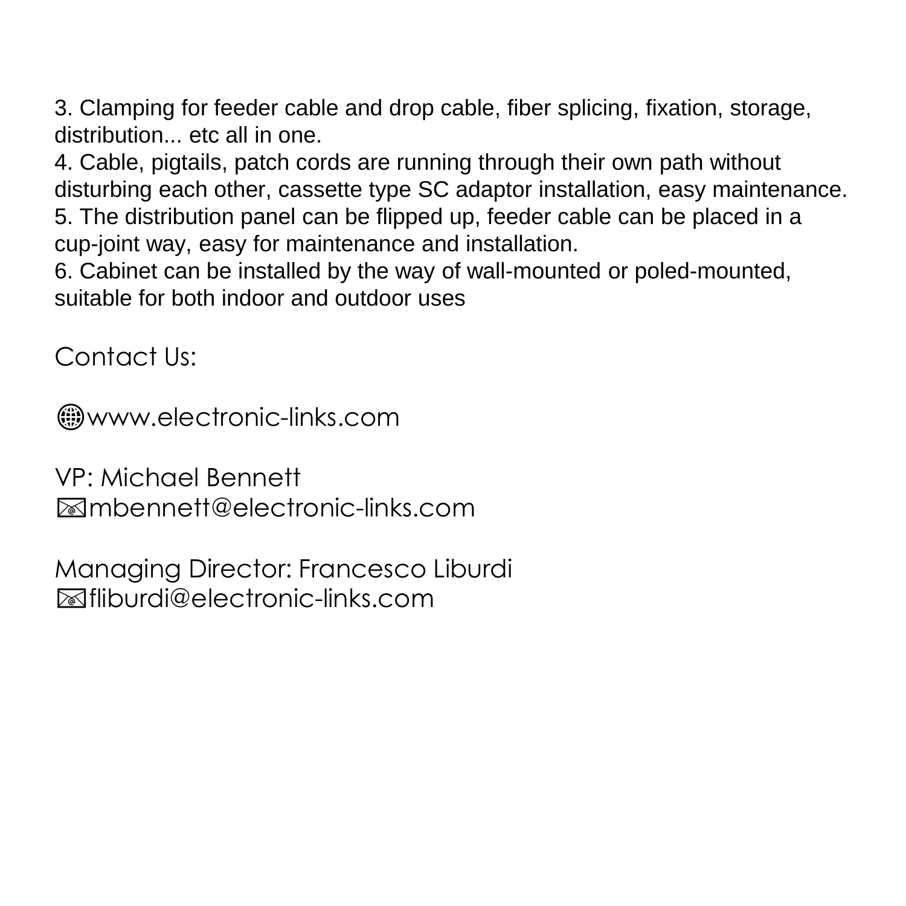3. Clamping for feeder cable and drop cable, fiber splicing, fixation, storage, distribution... etc all in one.
4. Cable, pigtails, patch cords are running through their own path without disturbing each other, cassette type SC adaptor installation, easy maintenance.
5. The distribution panel can be flipped up, feeder cable can be placed in a cup-joint way, easy for maintenance and installation.
6. Cabinet can be installed by the way of wall-mounted or poled-mounted, suitable for both indoor and outdoor uses

Contact Us:

🌐www.electronic-links.com

VP: Michael Bennett
📧mbennett@electronic-links.com

Managing Director: Francesco Liburdi
📧fliburdi@electronic-links.com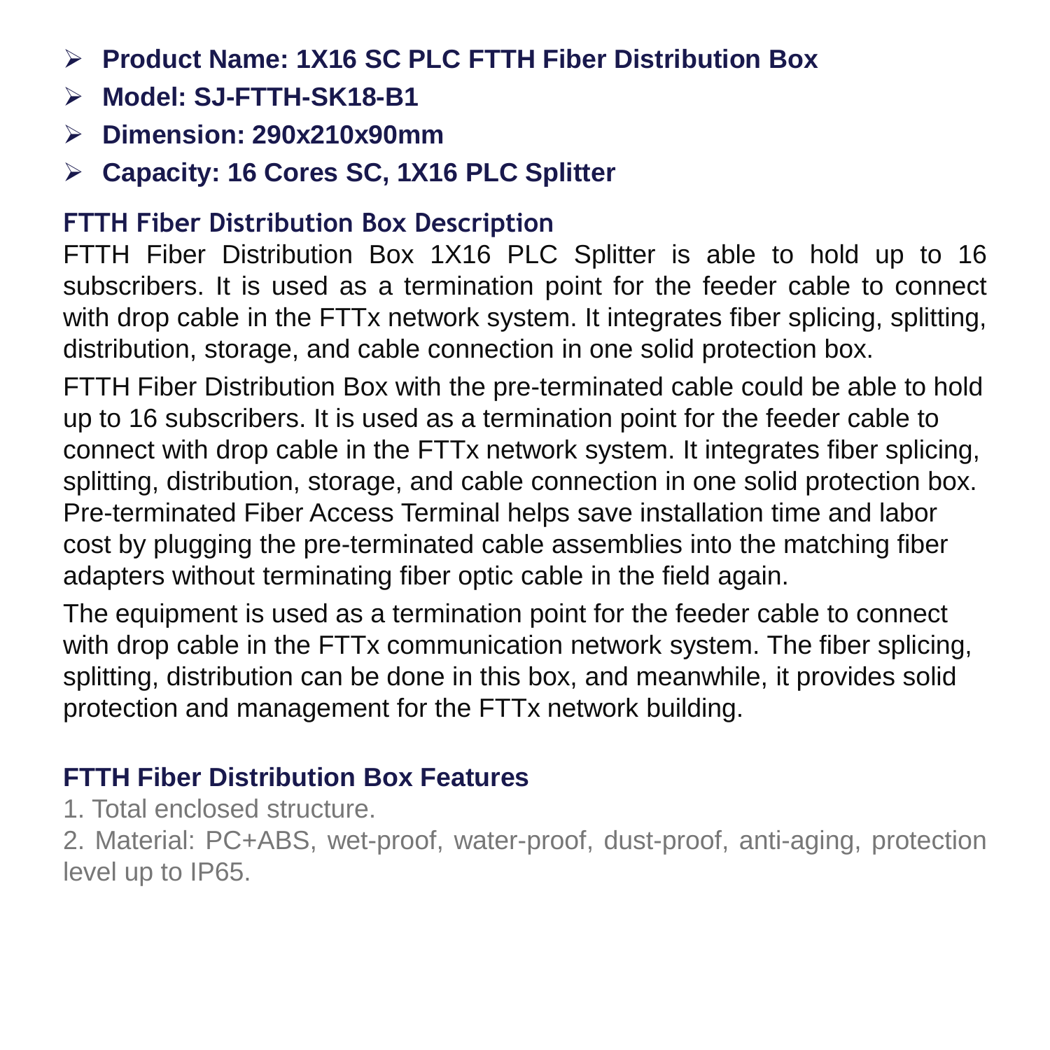- **Product Name: 1X16 SC PLC FTTH Fiber Distribution Box**
- **Model: SJ-FTTH-SK18-B1**
- **Dimension: 290x210x90mm**
- **Capacity: 16 Cores SC, 1X16 PLC Splitter**

## FTTH Fiber Distribution Box Description

FTTH Fiber Distribution Box 1X16 PLC Splitter is able to hold up to 16 subscribers. It is used as a termination point for the feeder cable to connect with drop cable in the FTTx network system. It integrates fiber splicing, splitting, distribution, storage, and cable connection in one solid protection box.

FTTH Fiber Distribution Box with the pre-terminated cable could be able to hold up to 16 subscribers. It is used as a termination point for the feeder cable to connect with drop cable in the FTTx network system. It integrates fiber splicing, splitting, distribution, storage, and cable connection in one solid protection box. Pre-terminated Fiber Access Terminal helps save installation time and labor cost by plugging the pre-terminated cable assemblies into the matching fiber adapters without terminating fiber optic cable in the field again.

The equipment is used as a termination point for the feeder cable to connect with drop cable in the FTTx communication network system. The fiber splicing, splitting, distribution can be done in this box, and meanwhile, it provides solid protection and management for the FTTx network building.

## FTTH Fiber Distribution Box Features

1. Total enclosed structure.
2. Material: PC+ABS, wet-proof, water-proof, dust-proof, anti-aging, protection level up to IP65.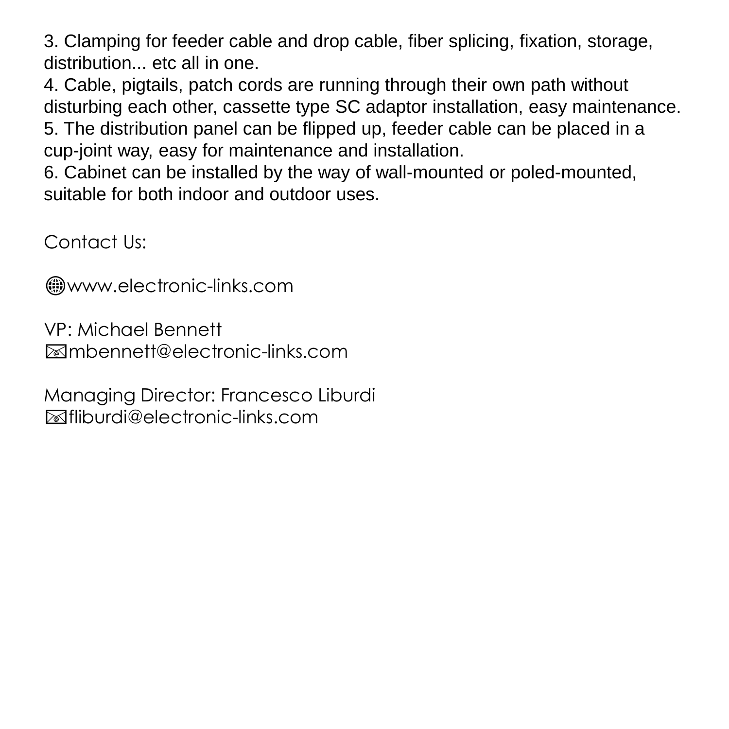3. Clamping for feeder cable and drop cable, fiber splicing, fixation, storage, distribution... etc all in one.
4. Cable, pigtails, patch cords are running through their own path without disturbing each other, cassette type SC adaptor installation, easy maintenance.
5. The distribution panel can be flipped up, feeder cable can be placed in a cup-joint way, easy for maintenance and installation.
6. Cabinet can be installed by the way of wall-mounted or poled-mounted, suitable for both indoor and outdoor uses.

Contact Us:

🌐www.electronic-links.com

VP: Michael Bennett
🖂mbennett@electronic-links.com

Managing Director: Francesco Liburdi
🖂fliburdi@electronic-links.com